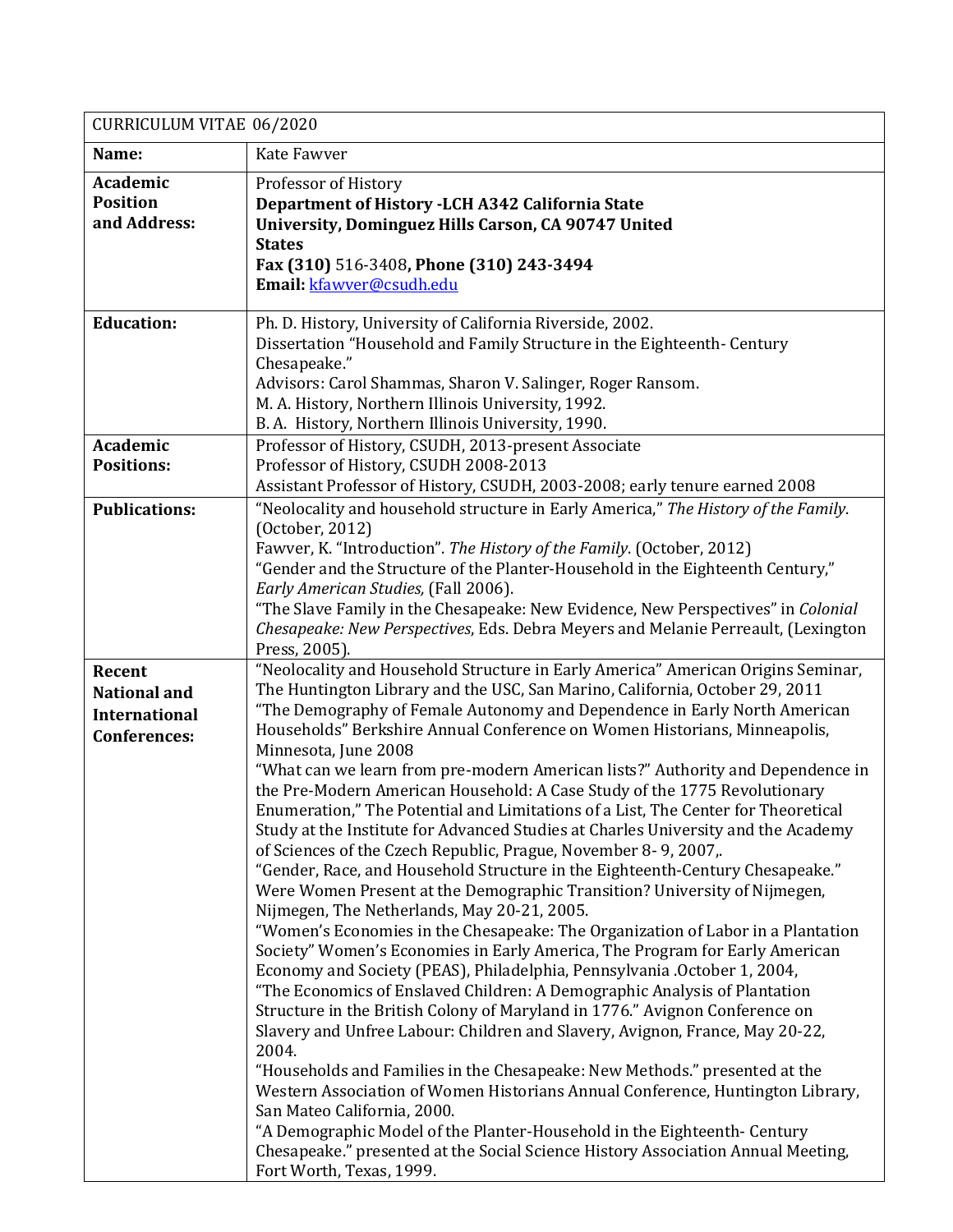| CURRICULUM VITAE 06/2020 | |
|---|---|
| **Name:** | Kate Fawver |
| **Academic Position and Address:** | Professor of History<br>**Department of History -LCH A342 California State University, Dominguez Hills Carson, CA 90747 United States**<br>**Fax (310)** 516-3408**, Phone (310) 243-3494**<br>**Email:** kfawver@csudh.edu |
| **Education:** | Ph. D. History, University of California Riverside, 2002.<br>Dissertation "Household and Family Structure in the Eighteenth- Century Chesapeake."<br>Advisors: Carol Shammas, Sharon V. Salinger, Roger Ransom.<br>M. A. History, Northern Illinois University, 1992.<br>B. A. History, Northern Illinois University, 1990. |
| **Academic Positions:** | Professor of History, CSUDH, 2013-present Associate<br>Professor of History, CSUDH 2008-2013<br>Assistant Professor of History, CSUDH, 2003-2008; early tenure earned 2008 |
| **Publications:** | "Neolocality and household structure in Early America," *The History of the Family*. (October, 2012)<br>Fawver, K. "Introduction". *The History of the Family*. (October, 2012)<br>"Gender and the Structure of the Planter-Household in the Eighteenth Century," *Early American Studies,* (Fall 2006).<br>"The Slave Family in the Chesapeake: New Evidence, New Perspectives" in *Colonial Chesapeake: New Perspectives*, Eds. Debra Meyers and Melanie Perreault, (Lexington Press, 2005). |
| **Recent National and International Conferences:** | "Neolocality and Household Structure in Early America" American Origins Seminar, The Huntington Library and the USC, San Marino, California, October 29, 2011<br>"The Demography of Female Autonomy and Dependence in Early North American Households" Berkshire Annual Conference on Women Historians, Minneapolis, Minnesota, June 2008<br>"What can we learn from pre-modern American lists?" Authority and Dependence in the Pre-Modern American Household: A Case Study of the 1775 Revolutionary Enumeration," The Potential and Limitations of a List, The Center for Theoretical Study at the Institute for Advanced Studies at Charles University and the Academy of Sciences of the Czech Republic, Prague, November 8- 9, 2007,.<br>"Gender, Race, and Household Structure in the Eighteenth-Century Chesapeake." Were Women Present at the Demographic Transition? University of Nijmegen, Nijmegen, The Netherlands, May 20-21, 2005.<br>"Women's Economies in the Chesapeake: The Organization of Labor in a Plantation Society" Women's Economies in Early America, The Program for Early American Economy and Society (PEAS), Philadelphia, Pennsylvania .October 1, 2004,<br>"The Economics of Enslaved Children: A Demographic Analysis of Plantation Structure in the British Colony of Maryland in 1776." Avignon Conference on Slavery and Unfree Labour: Children and Slavery, Avignon, France, May 20-22, 2004.<br>"Households and Families in the Chesapeake: New Methods." presented at the Western Association of Women Historians Annual Conference, Huntington Library, San Mateo California, 2000.<br>"A Demographic Model of the Planter-Household in the Eighteenth- Century Chesapeake." presented at the Social Science History Association Annual Meeting, Fort Worth, Texas, 1999. |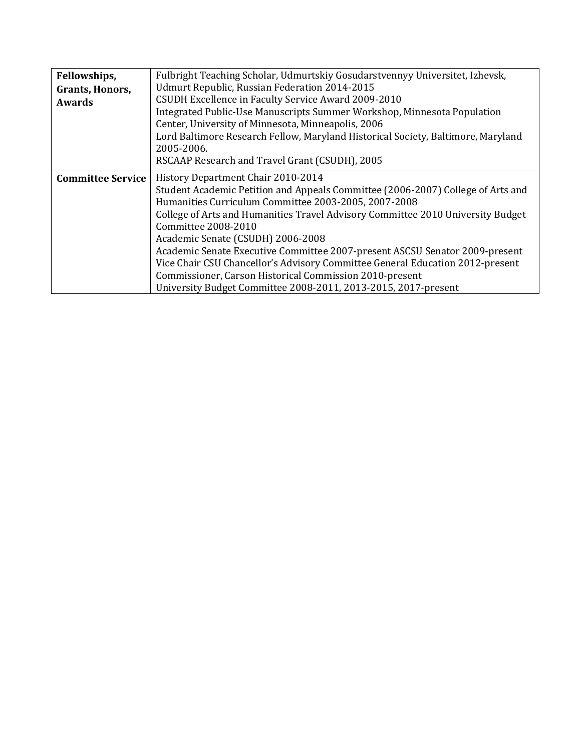| | |
|---|---|
| **Fellowships, Grants, Honors, Awards** | Fulbright Teaching Scholar, Udmurtskiy Gosudarstvennyy Universitet, Izhevsk, Udmurt Republic, Russian Federation 2014-2015<br>CSUDH Excellence in Faculty Service Award 2009-2010<br>Integrated Public-Use Manuscripts Summer Workshop, Minnesota Population Center, University of Minnesota, Minneapolis, 2006<br>Lord Baltimore Research Fellow, Maryland Historical Society, Baltimore, Maryland 2005-2006.<br>RSCAAP Research and Travel Grant (CSUDH), 2005 |
| **Committee Service** | History Department Chair 2010-2014<br>Student Academic Petition and Appeals Committee (2006-2007) College of Arts and Humanities Curriculum Committee 2003-2005, 2007-2008<br>College of Arts and Humanities Travel Advisory Committee 2010 University Budget Committee 2008-2010<br>Academic Senate (CSUDH) 2006-2008<br>Academic Senate Executive Committee 2007-present ASCSU Senator 2009-present<br>Vice Chair CSU Chancellor's Advisory Committee General Education 2012-present<br>Commissioner, Carson Historical Commission 2010-present<br>University Budget Committee 2008-2011, 2013-2015, 2017-present |